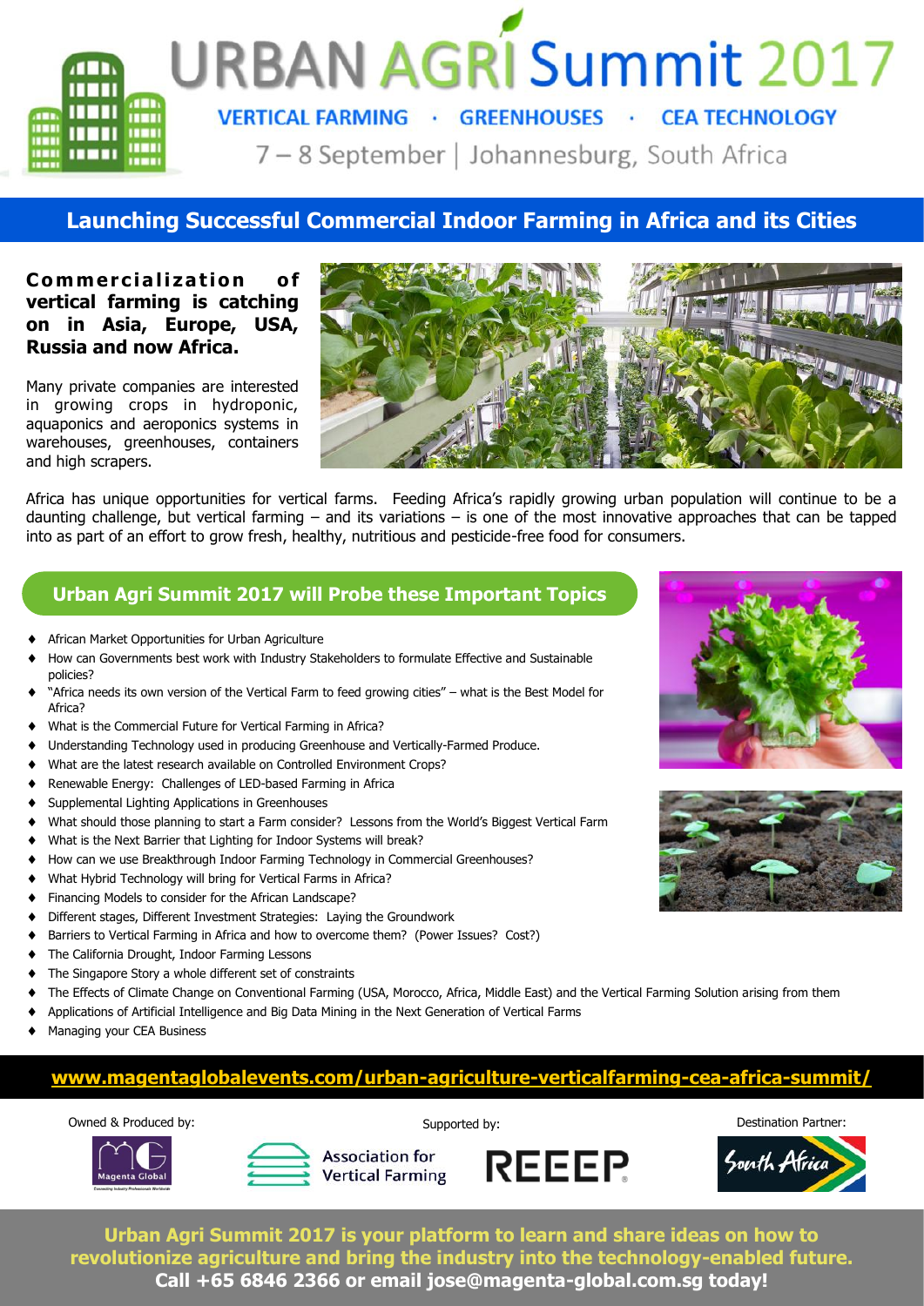# URBAN AGRI Summit 2017

**VERTICAL FARMING · GREENHOUSES · CEA TECHNOLOGY**

7 – 8 September | Johannesburg, South Africa

## Launching Successful Commercial Indoor Farming in Africa and its Cities

**Commercialization of vertical farming is catching on in Asia, Europe, USA, Russia and now Africa.**

Many private companies are interested in growing crops in hydroponic, aquaponics and aeroponics systems in warehouses, greenhouses, containers and high scrapers.

Africa has unique opportunities for vertical farms. Feeding Africa's rapidly growing urban population will continue to be a daunting challenge, but vertical farming – and its variations – is one of the most innovative approaches that can be tapped into as part of an effort to grow fresh, healthy, nutritious and pesticide-free food for consumers.

## Urban Agri Summit 2017 will Probe these Important Topics

- African Market Opportunities for Urban Agriculture
- How can Governments best work with Industry Stakeholders to formulate Effective and Sustainable policies?
- "Africa needs its own version of the Vertical Farm to feed growing cities" – what is the Best Model for Africa?
- What is the Commercial Future for Vertical Farming in Africa?
- Understanding Technology used in producing Greenhouse and Vertically-Farmed Produce.
- What are the latest research available on Controlled Environment Crops?
- Renewable Energy: Challenges of LED-based Farming in Africa
- Supplemental Lighting Applications in Greenhouses
- What should those planning to start a Farm consider? Lessons from the World's Biggest Vertical Farm
- What is the Next Barrier that Lighting for Indoor Systems will break?
- How can we use Breakthrough Indoor Farming Technology in Commercial Greenhouses?
- What Hybrid Technology will bring for Vertical Farms in Africa?
- Financing Models to consider for the African Landscape?
- Different stages, Different Investment Strategies: Laying the Groundwork
- Barriers to Vertical Farming in Africa and how to overcome them? (Power Issues? Cost?)
- The California Drought, Indoor Farming Lessons
- The Singapore Story a whole different set of constraints
- The Effects of Climate Change on Conventional Farming (USA, Morocco, Africa, Middle East) and the Vertical Farming Solution arising from them
- Applications of Artificial Intelligence and Big Data Mining in the Next Generation of Vertical Farms
- Managing your CEA Business

**www.magentaglobalevents.com/urban-agriculture-verticalfarming-cea-africa-summit/**

Owned & Produced by: Magenta Global

Supported by: Association for Vertical Farming, REEEP

Destination Partner: South Africa

**Urban Agri Summit 2017 is your platform to learn and share ideas on how to revolutionize agriculture and bring the industry into the technology-enabled future.**
**Call +65 6846 2366 or email jose@magenta-global.com.sg today!**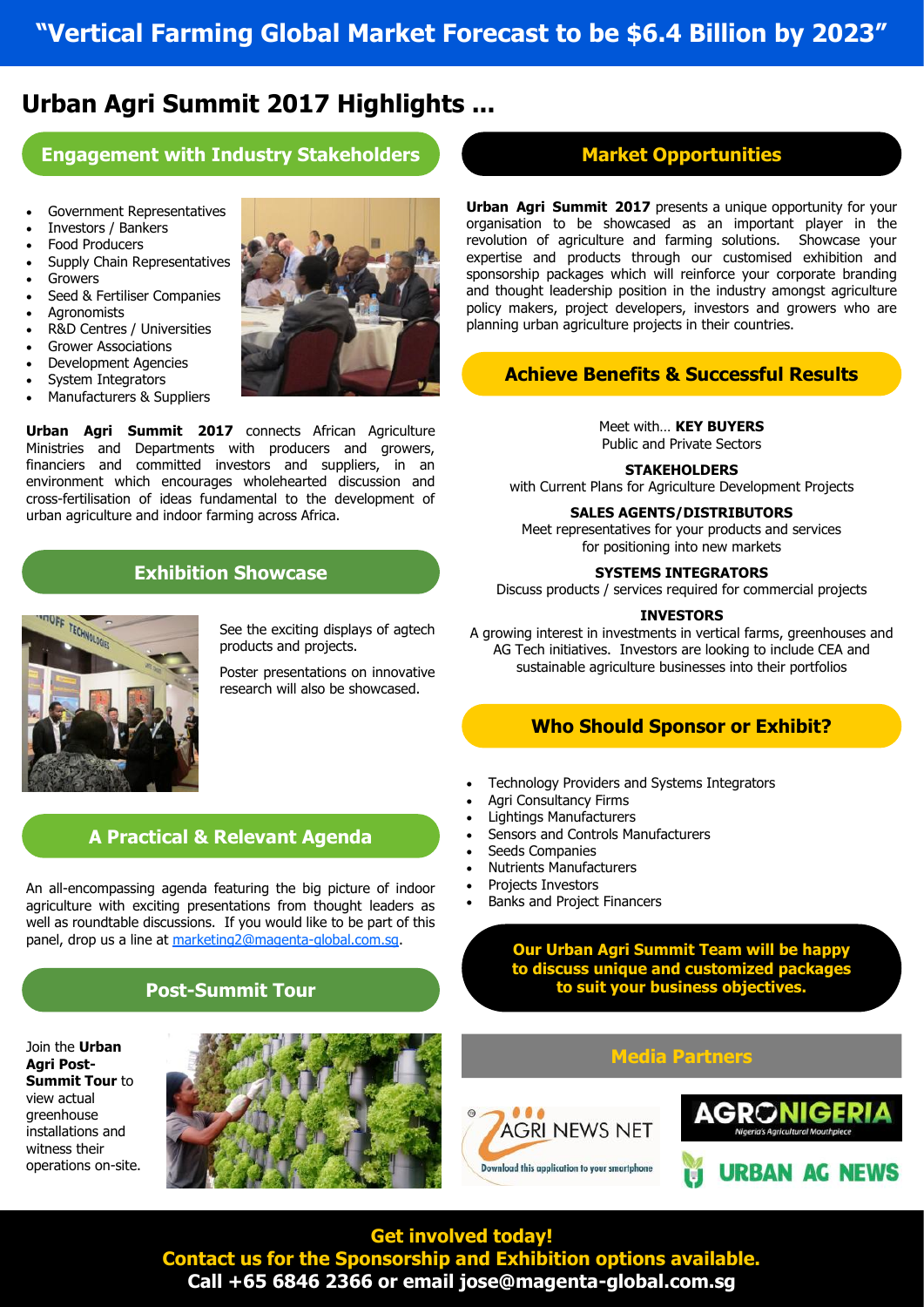# "Vertical Farming Global Market Forecast to be $6.4 Billion by 2023"

## Urban Agri Summit 2017 Highlights ...

### Engagement with Industry Stakeholders

- Government Representatives
- Investors / Bankers
- Food Producers
- Supply Chain Representatives
- Growers
- Seed & Fertiliser Companies
- Agronomists
- R&D Centres / Universities
- Grower Associations
- Development Agencies
- System Integrators
- Manufacturers & Suppliers

**Urban Agri Summit 2017** connects African Agriculture Ministries and Departments with producers and growers, financiers and committed investors and suppliers, in an environment which encourages wholehearted discussion and cross-fertilisation of ideas fundamental to the development of urban agriculture and indoor farming across Africa.

### Exhibition Showcase

See the exciting displays of agtech products and projects.

Poster presentations on innovative research will also be showcased.

### A Practical & Relevant Agenda

An all-encompassing agenda featuring the big picture of indoor agriculture with exciting presentations from thought leaders as well as roundtable discussions. If you would like to be part of this panel, drop us a line at marketing2@magenta-global.com.sg.

### Post-Summit Tour

Join the **Urban Agri Post-Summit Tour** to view actual greenhouse installations and witness their operations on-site.

### Market Opportunities

**Urban Agri Summit 2017** presents a unique opportunity for your organisation to be showcased as an important player in the revolution of agriculture and farming solutions. Showcase your expertise and products through our customised exhibition and sponsorship packages which will reinforce your corporate branding and thought leadership position in the industry amongst agriculture policy makers, project developers, investors and growers who are planning urban agriculture projects in their countries.

### Achieve Benefits & Successful Results

Meet with… **KEY BUYERS**
Public and Private Sectors

**STAKEHOLDERS**
with Current Plans for Agriculture Development Projects

**SALES AGENTS/DISTRIBUTORS**
Meet representatives for your products and services for positioning into new markets

**SYSTEMS INTEGRATORS**
Discuss products / services required for commercial projects

**INVESTORS**
A growing interest in investments in vertical farms, greenhouses and AG Tech initiatives. Investors are looking to include CEA and sustainable agriculture businesses into their portfolios

### Who Should Sponsor or Exhibit?

- Technology Providers and Systems Integrators
- Agri Consultancy Firms
- Lightings Manufacturers
- Sensors and Controls Manufacturers
- Seeds Companies
- Nutrients Manufacturers
- Projects Investors
- Banks and Project Financers

**Our Urban Agri Summit Team will be happy to discuss unique and customized packages to suit your business objectives.**

### Media Partners

AGRI NEWS NET
Download this application to your smartphone

AGRONIGERIA
Nigeria's Agricultural Mouthpiece

URBAN AG NEWS

**Get involved today!**
**Contact us for the Sponsorship and Exhibition options available.**
**Call +65 6846 2366 or email jose@magenta-global.com.sg**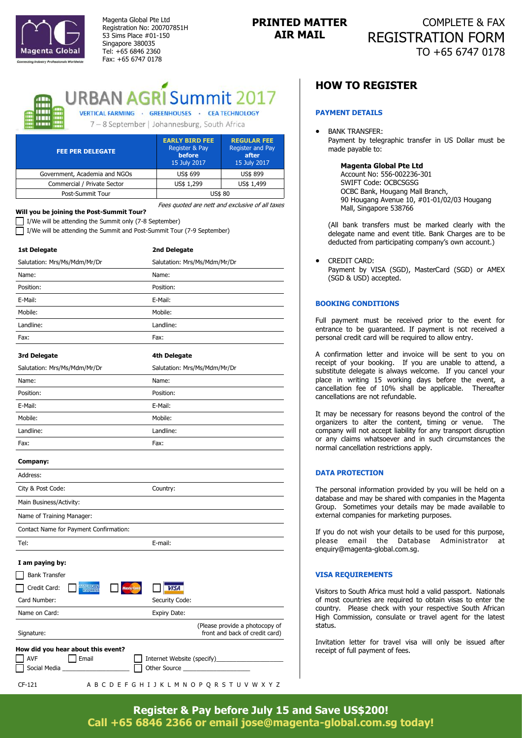Magenta Global Pte Ltd
Registration No: 200707851H
53 Sims Place #01-150
Singapore 380035
Tel: +65 6846 2360
Fax: +65 6747 0178

**PRINTED MATTER**
**AIR MAIL**

COMPLETE & FAX
# REGISTRATION FORM
TO +65 6747 0178

## URBAN AGRI Summit 2017

VERTICAL FARMING · GREENHOUSES · CEA TECHNOLOGY

7 – 8 September | Johannesburg, South Africa

| FEE PER DELEGATE | EARLY BIRD FEE Register & Pay **before** 15 July 2017 | REGULAR FEE Register and Pay **after** 15 July 2017 |
|---|---|---|
| Government, Academia and NGOs | US$ 699 | US$ 899 |
| Commercial / Private Sector | US$ 1,299 | US$ 1,499 |
| Post-Summit Tour | US$ 80 | |

*Fees quoted are nett and exclusive of all taxes*

**Will you be joining the Post-Summit Tour?**

☐ I/We will be attending the Summit only (7-8 September)

☐ I/We will be attending the Summit and Post-Summit Tour (7-9 September)

| **1st Delegate** | **2nd Delegate** |
|---|---|
| Salutation: Mrs/Ms/Mdm/Mr/Dr | Salutation: Mrs/Ms/Mdm/Mr/Dr |
| Name: | Name: |
| Position: | Position: |
| E-Mail: | E-Mail: |
| Mobile: | Mobile: |
| Landline: | Landline: |
| Fax: | Fax: |

| **3rd Delegate** | **4th Delegate** |
|---|---|
| Salutation: Mrs/Ms/Mdm/Mr/Dr | Salutation: Mrs/Ms/Mdm/Mr/Dr |
| Name: | Name: |
| Position: | Position: |
| E-Mail: | E-Mail: |
| Mobile: | Mobile: |
| Landline: | Landline: |
| Fax: | Fax: |

**Company:**

Address:

City & Post Code: Country:

Main Business/Activity:

Name of Training Manager:

Contact Name for Payment Confirmation:

Tel: E-mail:

**I am paying by:**

☐ Bank Transfer

☐ Credit Card: ☐ AMERICAN EXPRESS ☐ MasterCard ☐ VISA

Card Number: Security Code:

Name on Card: Expiry Date:

Signature: (Please provide a photocopy of front and back of credit card)

**How did you hear about this event?**

☐ AVF ☐ Email ☐ Internet Website (specify)\_\_\_\_\_\_\_\_\_\_\_\_\_\_\_\_\_\_

☐ Social Media \_\_\_\_\_\_\_\_\_\_\_\_\_\_\_\_\_\_ ☐ Other Source \_\_\_\_\_\_\_\_\_\_\_\_\_\_\_\_\_\_

CF-121 A B C D E F G H I J K L M N O P Q R S T U V W X Y Z

## HOW TO REGISTER

### PAYMENT DETAILS

- BANK TRANSFER:
  Payment by telegraphic transfer in US Dollar must be made payable to:

  **Magenta Global Pte Ltd**
  Account No: 556-002236-301
  SWIFT Code: OCBCSGSG
  OCBC Bank, Hougang Mall Branch,
  90 Hougang Avenue 10, #01-01/02/03 Hougang Mall, Singapore 538766

  (All bank transfers must be marked clearly with the delegate name and event title. Bank Charges are to be deducted from participating company's own account.)

- CREDIT CARD:
  Payment by VISA (SGD), MasterCard (SGD) or AMEX (SGD & USD) accepted.

### BOOKING CONDITIONS

Full payment must be received prior to the event for entrance to be guaranteed. If payment is not received a personal credit card will be required to allow entry.

A confirmation letter and invoice will be sent to you on receipt of your booking. If you are unable to attend, a substitute delegate is always welcome. If you cancel your place in writing 15 working days before the event, a cancellation fee of 10% shall be applicable. Thereafter cancellations are not refundable.

It may be necessary for reasons beyond the control of the organizers to alter the content, timing or venue. The company will not accept liability for any transport disruption or any claims whatsoever and in such circumstances the normal cancellation restrictions apply.

### DATA PROTECTION

The personal information provided by you will be held on a database and may be shared with companies in the Magenta Group. Sometimes your details may be made available to external companies for marketing purposes.

If you do not wish your details to be used for this purpose, please email the Database Administrator at enquiry@magenta-global.com.sg.

### VISA REQUIREMENTS

Visitors to South Africa must hold a valid passport. Nationals of most countries are required to obtain visas to enter the country. Please check with your respective South African High Commission, consulate or travel agent for the latest status.

Invitation letter for travel visa will only be issued after receipt of full payment of fees.

**Register & Pay before July 15 and Save US$200!**
**Call +65 6846 2366 or email jose@magenta-global.com.sg today!**